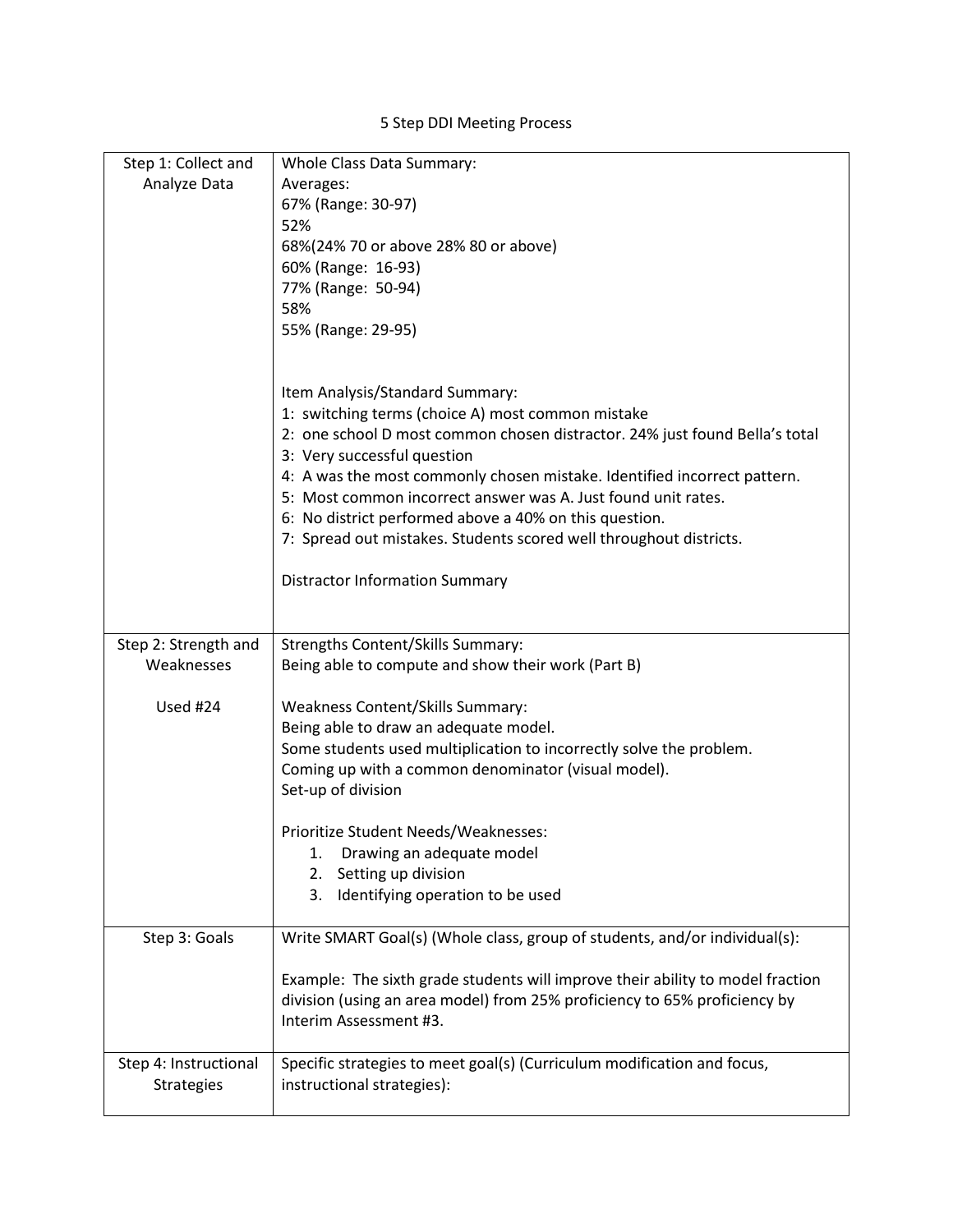# 5 Step DDI Meeting Process

| | |
|---|---|
| Step 1: Collect and Analyze Data | Whole Class Data Summary:<br>Averages:<br>67% (Range: 30-97)<br>52%<br>68%(24% 70 or above 28% 80 or above)<br>60% (Range: 16-93)<br>77% (Range: 50-94)<br>58%<br>55% (Range: 29-95)<br><br>Item Analysis/Standard Summary:<br>1: switching terms (choice A) most common mistake<br>2: one school D most common chosen distractor. 24% just found Bella's total<br>3: Very successful question<br>4: A was the most commonly chosen mistake. Identified incorrect pattern.<br>5: Most common incorrect answer was A. Just found unit rates.<br>6: No district performed above a 40% on this question.<br>7: Spread out mistakes. Students scored well throughout districts.<br><br>Distractor Information Summary |
| Step 2: Strength and Weaknesses<br><br>Used #24 | Strengths Content/Skills Summary:<br>Being able to compute and show their work (Part B)<br><br>Weakness Content/Skills Summary:<br>Being able to draw an adequate model.<br>Some students used multiplication to incorrectly solve the problem.<br>Coming up with a common denominator (visual model).<br>Set-up of division<br><br>Prioritize Student Needs/Weaknesses:<br>1. Drawing an adequate model<br>2. Setting up division<br>3. Identifying operation to be used |
| Step 3: Goals | Write SMART Goal(s) (Whole class, group of students, and/or individual(s):<br><br>Example: The sixth grade students will improve their ability to model fraction division (using an area model) from 25% proficiency to 65% proficiency by Interim Assessment #3. |
| Step 4: Instructional Strategies | Specific strategies to meet goal(s) (Curriculum modification and focus, instructional strategies): |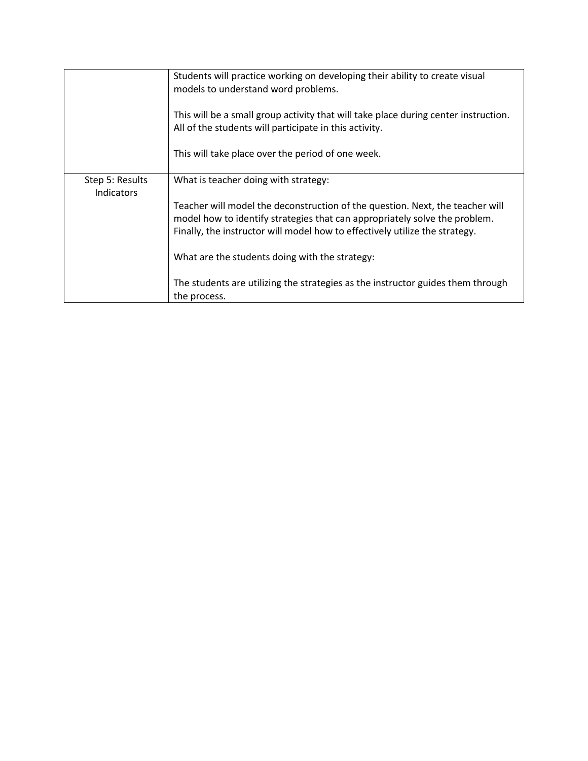| | |
|---|---|
| | Students will practice working on developing their ability to create visual models to understand word problems.<br><br>This will be a small group activity that will take place during center instruction. All of the students will participate in this activity.<br><br>This will take place over the period of one week. |
| Step 5: Results Indicators | What is teacher doing with strategy:<br><br>Teacher will model the deconstruction of the question. Next, the teacher will model how to identify strategies that can appropriately solve the problem. Finally, the instructor will model how to effectively utilize the strategy.<br><br>What are the students doing with the strategy:<br><br>The students are utilizing the strategies as the instructor guides them through the process. |